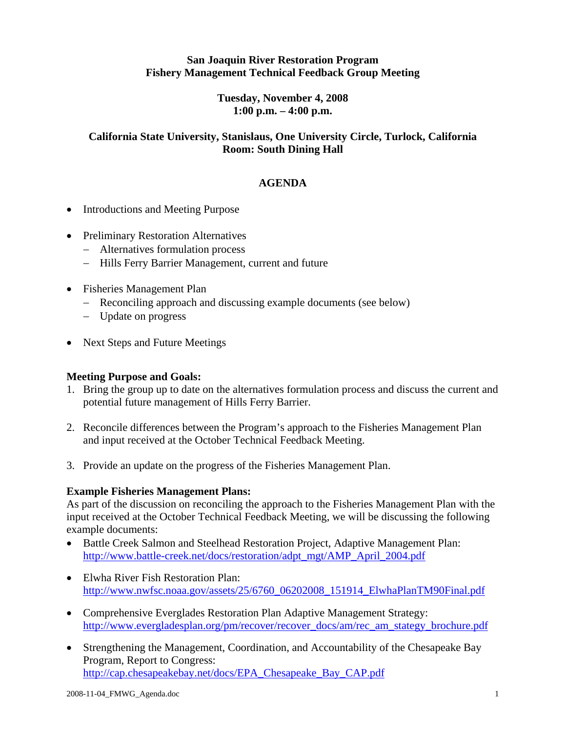**San Joaquin River Restoration Program**
**Fishery Management Technical Feedback Group Meeting**

**Tuesday, November 4, 2008**
**1:00 p.m. – 4:00 p.m.**

**California State University, Stanislaus, One University Circle, Turlock, California**
**Room: South Dining Hall**

# AGENDA

- Introductions and Meeting Purpose
- Preliminary Restoration Alternatives
  - Alternatives formulation process
  - Hills Ferry Barrier Management, current and future
- Fisheries Management Plan
  - Reconciling approach and discussing example documents (see below)
  - Update on progress
- Next Steps and Future Meetings

**Meeting Purpose and Goals:**

1. Bring the group up to date on the alternatives formulation process and discuss the current and potential future management of Hills Ferry Barrier.
2. Reconcile differences between the Program's approach to the Fisheries Management Plan and input received at the October Technical Feedback Meeting.
3. Provide an update on the progress of the Fisheries Management Plan.

**Example Fisheries Management Plans:**

As part of the discussion on reconciling the approach to the Fisheries Management Plan with the input received at the October Technical Feedback Meeting, we will be discussing the following example documents:

- Battle Creek Salmon and Steelhead Restoration Project, Adaptive Management Plan: http://www.battle-creek.net/docs/restoration/adpt_mgt/AMP_April_2004.pdf
- Elwha River Fish Restoration Plan: http://www.nwfsc.noaa.gov/assets/25/6760_06202008_151914_ElwhaPlanTM90Final.pdf
- Comprehensive Everglades Restoration Plan Adaptive Management Strategy: http://www.evergladesplan.org/pm/recover/recover_docs/am/rec_am_stategy_brochure.pdf
- Strengthening the Management, Coordination, and Accountability of the Chesapeake Bay Program, Report to Congress: http://cap.chesapeakebay.net/docs/EPA_Chesapeake_Bay_CAP.pdf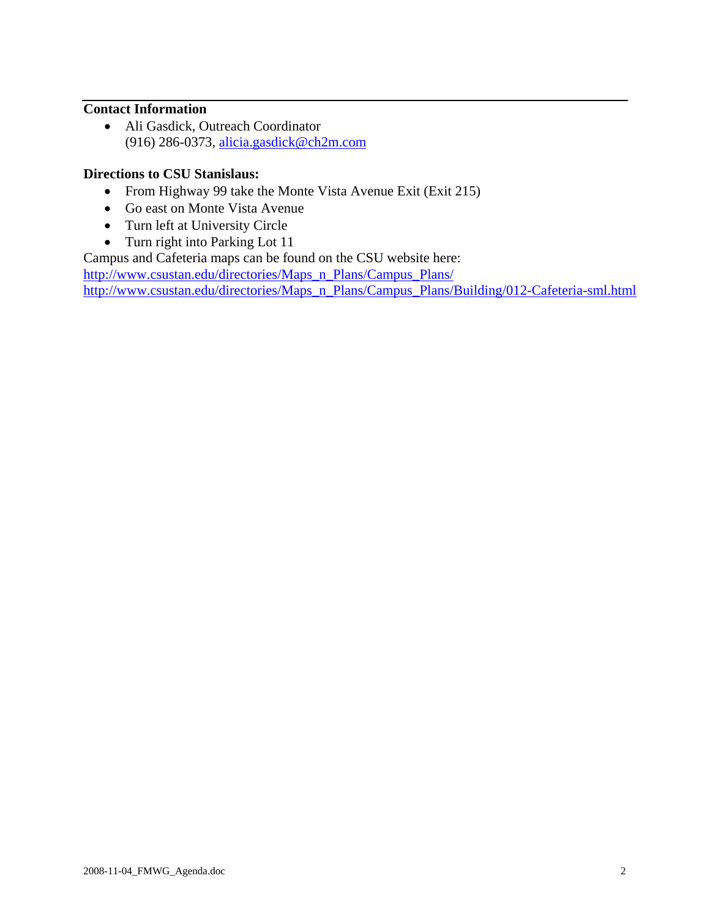**Contact Information**

- Ali Gasdick, Outreach Coordinator
  (916) 286-0373, alicia.gasdick@ch2m.com

**Directions to CSU Stanislaus:**

- From Highway 99 take the Monte Vista Avenue Exit (Exit 215)
- Go east on Monte Vista Avenue
- Turn left at University Circle
- Turn right into Parking Lot 11

Campus and Cafeteria maps can be found on the CSU website here:
http://www.csustan.edu/directories/Maps_n_Plans/Campus_Plans/
http://www.csustan.edu/directories/Maps_n_Plans/Campus_Plans/Building/012-Cafeteria-sml.html